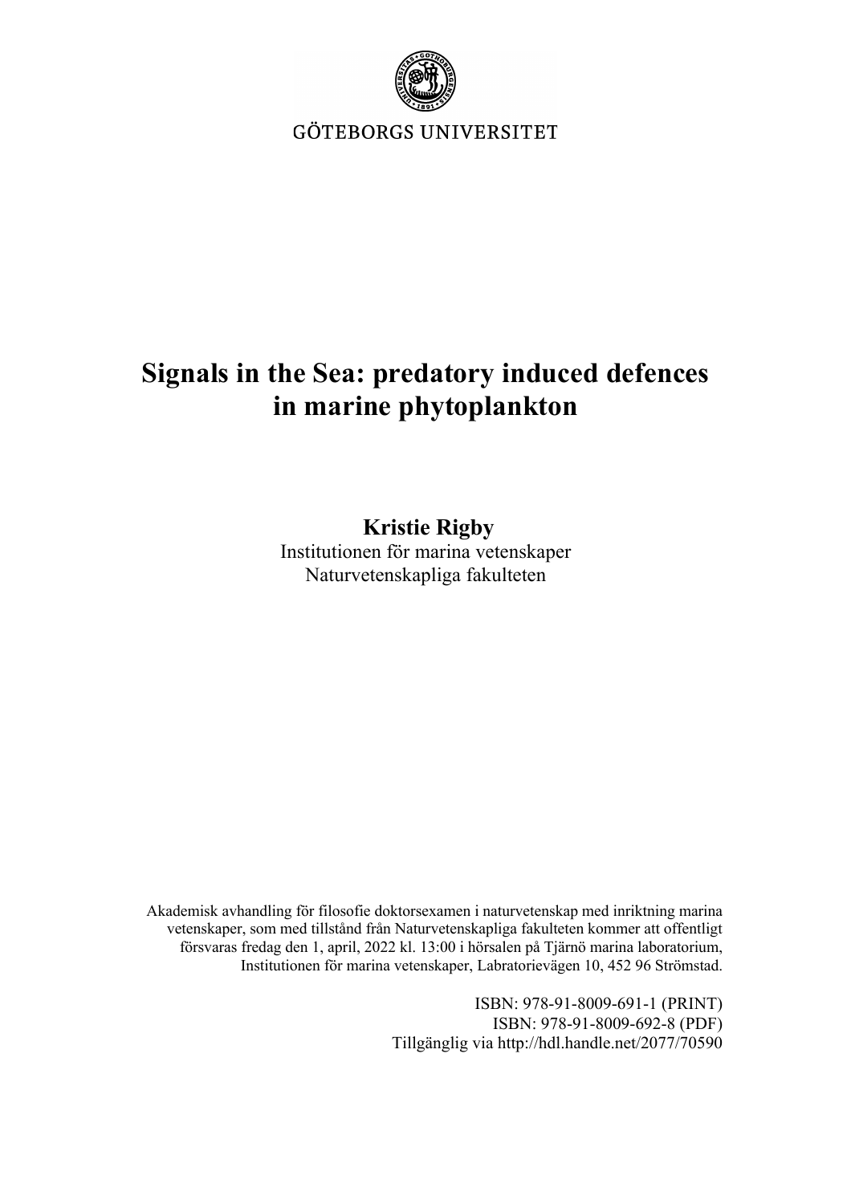GÖTEBORGS UNIVERSITET

# Signals in the Sea: predatory induced defences in marine phytoplankton

**Kristie Rigby**

Institutionen för marina vetenskaper
Naturvetenskapliga fakulteten

Akademisk avhandling för filosofie doktorsexamen i naturvetenskap med inriktning marina vetenskaper, som med tillstånd från Naturvetenskapliga fakulteten kommer att offentligt försvaras fredag den 1, april, 2022 kl. 13:00 i hörsalen på Tjärnö marina laboratorium, Institutionen för marina vetenskaper, Labratorievägen 10, 452 96 Strömstad.

ISBN: 978-91-8009-691-1 (PRINT)
ISBN: 978-91-8009-692-8 (PDF)
Tillgänglig via http://hdl.handle.net/2077/70590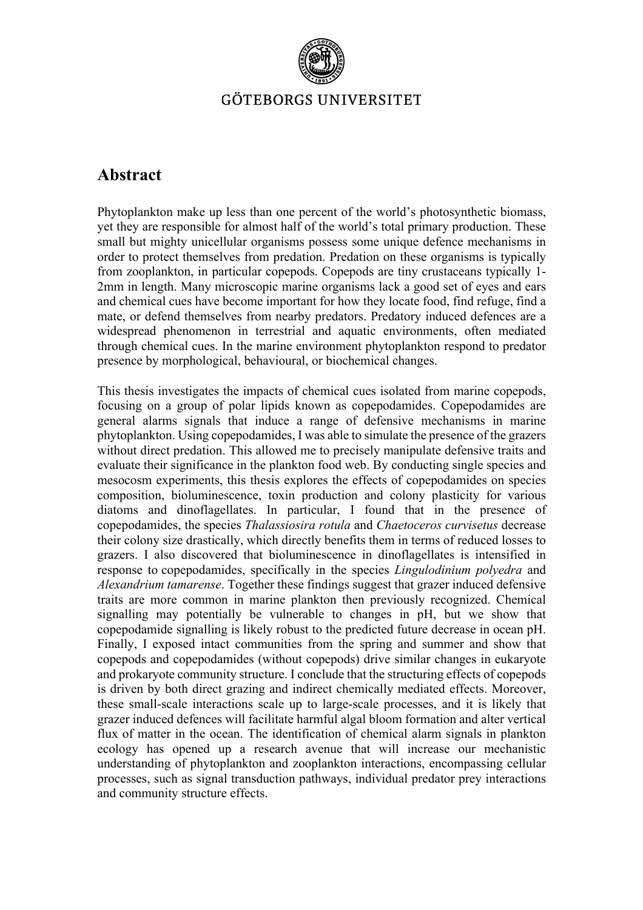GÖTEBORGS UNIVERSITET

# Abstract

Phytoplankton make up less than one percent of the world's photosynthetic biomass, yet they are responsible for almost half of the world's total primary production. These small but mighty unicellular organisms possess some unique defence mechanisms in order to protect themselves from predation. Predation on these organisms is typically from zooplankton, in particular copepods. Copepods are tiny crustaceans typically 1-2mm in length. Many microscopic marine organisms lack a good set of eyes and ears and chemical cues have become important for how they locate food, find refuge, find a mate, or defend themselves from nearby predators. Predatory induced defences are a widespread phenomenon in terrestrial and aquatic environments, often mediated through chemical cues. In the marine environment phytoplankton respond to predator presence by morphological, behavioural, or biochemical changes.

This thesis investigates the impacts of chemical cues isolated from marine copepods, focusing on a group of polar lipids known as copepodamides. Copepodamides are general alarms signals that induce a range of defensive mechanisms in marine phytoplankton. Using copepodamides, I was able to simulate the presence of the grazers without direct predation. This allowed me to precisely manipulate defensive traits and evaluate their significance in the plankton food web. By conducting single species and mesocosm experiments, this thesis explores the effects of copepodamides on species composition, bioluminescence, toxin production and colony plasticity for various diatoms and dinoflagellates. In particular, I found that in the presence of copepodamides, the species *Thalassiosira rotula* and *Chaetoceros curvisetus* decrease their colony size drastically, which directly benefits them in terms of reduced losses to grazers. I also discovered that bioluminescence in dinoflagellates is intensified in response to copepodamides, specifically in the species *Lingulodinium polyedra* and *Alexandrium tamarense*. Together these findings suggest that grazer induced defensive traits are more common in marine plankton then previously recognized. Chemical signalling may potentially be vulnerable to changes in pH, but we show that copepodamide signalling is likely robust to the predicted future decrease in ocean pH. Finally, I exposed intact communities from the spring and summer and show that copepods and copepodamides (without copepods) drive similar changes in eukaryote and prokaryote community structure. I conclude that the structuring effects of copepods is driven by both direct grazing and indirect chemically mediated effects. Moreover, these small-scale interactions scale up to large-scale processes, and it is likely that grazer induced defences will facilitate harmful algal bloom formation and alter vertical flux of matter in the ocean. The identification of chemical alarm signals in plankton ecology has opened up a research avenue that will increase our mechanistic understanding of phytoplankton and zooplankton interactions, encompassing cellular processes, such as signal transduction pathways, individual predator prey interactions and community structure effects.